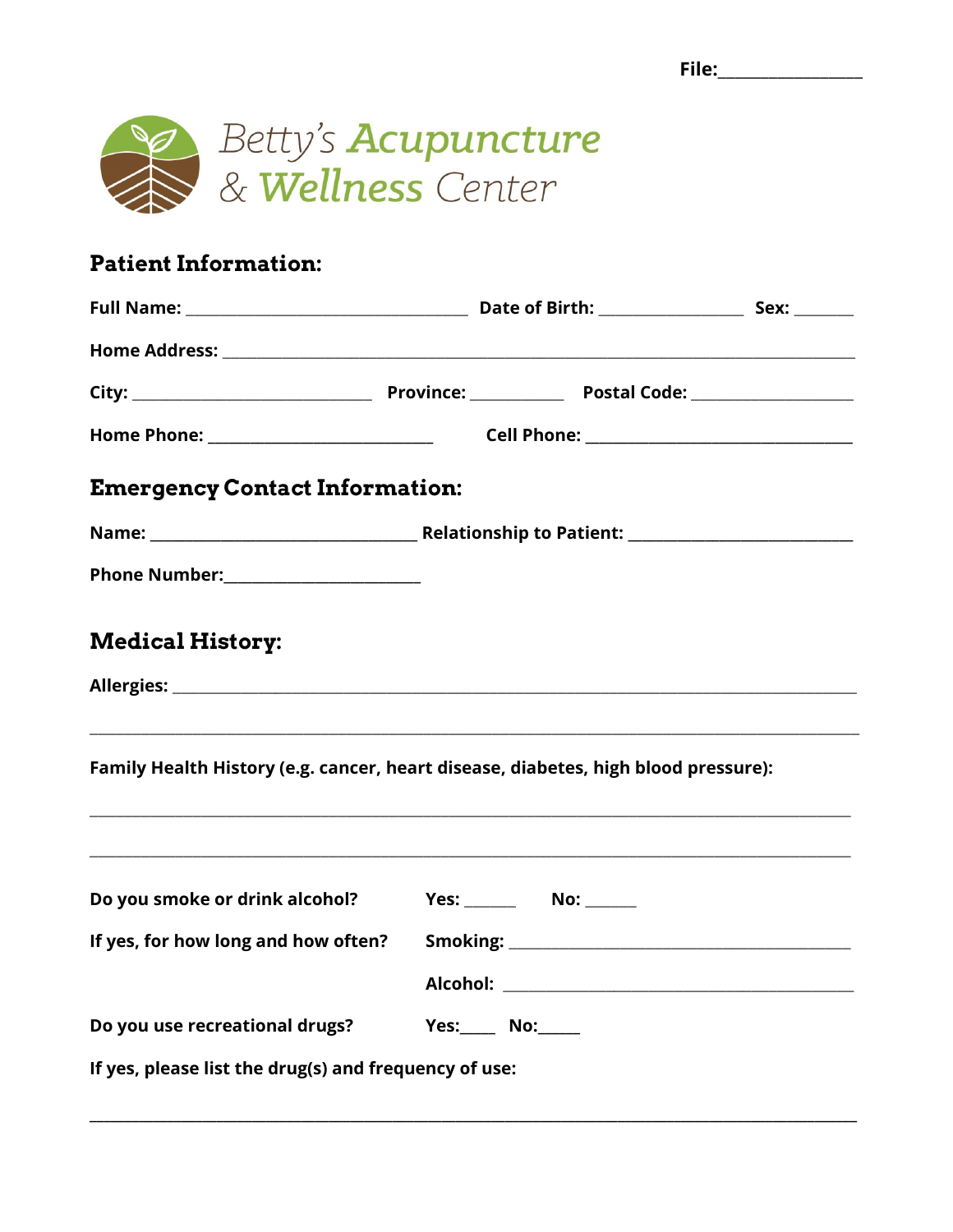File:________________

# Betty's Acupuncture & Wellness Center

## Patient Information:

**Full Name:** ________________________________ **Date of Birth:** ________________ **Sex:** _______

**Home Address:** ________________________________________________________________________

**City:** ___________________________ **Province:** ___________ **Postal Code:** __________________

**Home Phone:** _________________________ **Cell Phone:** ______________________________

## Emergency Contact Information:

**Name:** ______________________________ **Relationship to Patient:** _________________________

**Phone Number:**______________________

## Medical History:

**Allergies:** _____________________________________________________________________________

_________________________________________________________________________________________

**Family Health History (e.g. cancer, heart disease, diabetes, high blood pressure):**

_________________________________________________________________________________________

_________________________________________________________________________________________

**Do you smoke or drink alcohol?** **Yes:** ______ **No:** ______

**If yes, for how long and how often?** **Smoking:** _______________________________________

**Alcohol:** _______________________________________

**Do you use recreational drugs?** **Yes:**____ **No:**_____

**If yes, please list the drug(s) and frequency of use:**

_________________________________________________________________________________________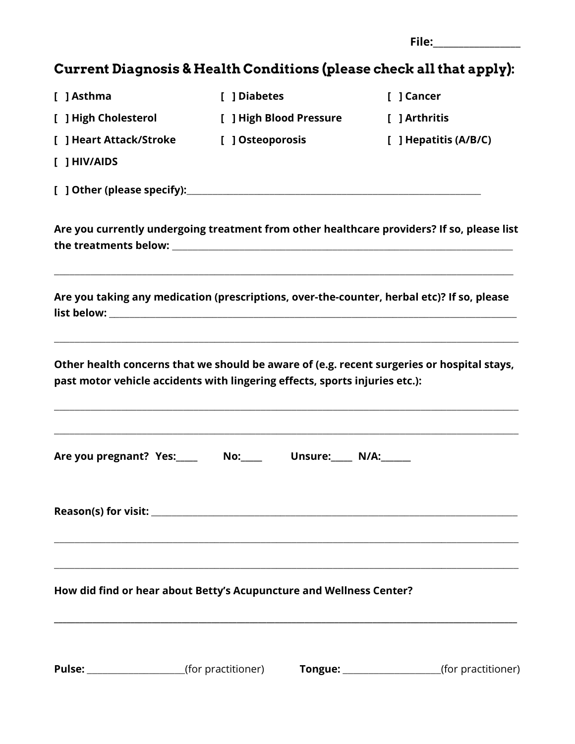File:_________________

## Current Diagnosis & Health Conditions (please check all that apply):

[ ] Asthma
[ ] Diabetes
[ ] Cancer
[ ] High Cholesterol
[ ] High Blood Pressure
[ ] Arthritis
[ ] Heart Attack/Stroke
[ ] Osteoporosis
[ ] Hepatitis (A/B/C)
[ ] HIV/AIDS

[ ] Other (please specify):_______________________________________________________________

**Are you currently undergoing treatment from other healthcare providers? If so, please list the treatments below:** ___________________________________________________________________________

___________________________________________________________________________________________

**Are you taking any medication (prescriptions, over-the-counter, herbal etc)? If so, please list below:** ___________________________________________________________________________________

___________________________________________________________________________________________

**Other health concerns that we should be aware of (e.g. recent surgeries or hospital stays, past motor vehicle accidents with lingering effects, sports injuries etc.):**

___________________________________________________________________________________________

___________________________________________________________________________________________

**Are you pregnant? Yes:____ No:____ Unsure:____ N/A:______**

**Reason(s) for visit:** ___________________________________________________________________________

___________________________________________________________________________________________

___________________________________________________________________________________________

**How did find or hear about Betty's Acupuncture and Wellness Center?**

___________________________________________________________________________________________

**Pulse:** ____________________(for practitioner) **Tongue:** ____________________(for practitioner)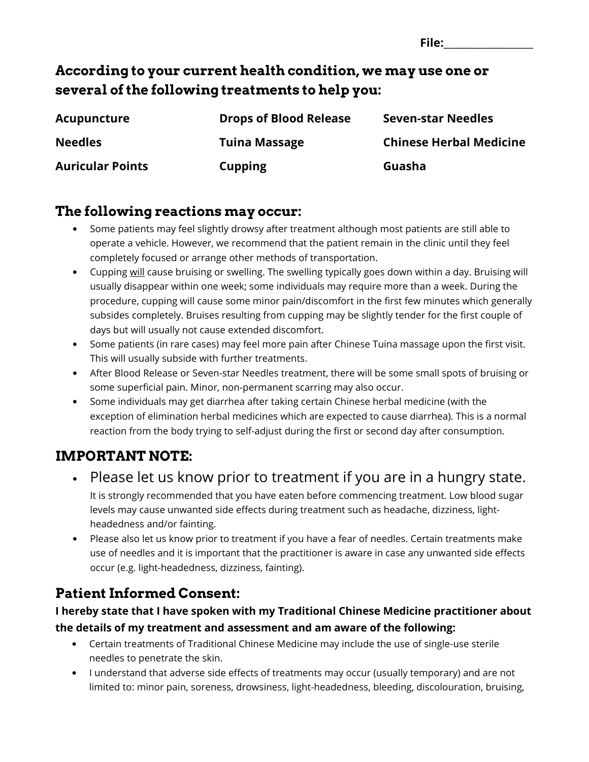File:\_\_\_\_\_\_\_\_\_\_\_\_\_\_\_\_\_\_

## According to your current health condition, we may use one or several of the following treatments to help you:

| | | |
|---|---|---|
| **Acupuncture** | **Drops of Blood Release** | **Seven-star Needles** |
| **Needles** | **Tuina Massage** | **Chinese Herbal Medicine** |
| **Auricular Points** | **Cupping** | **Guasha** |

## The following reactions may occur:

- Some patients may feel slightly drowsy after treatment although most patients are still able to operate a vehicle. However, we recommend that the patient remain in the clinic until they feel completely focused or arrange other methods of transportation.
- Cupping <u>will</u> cause bruising or swelling. The swelling typically goes down within a day. Bruising will usually disappear within one week; some individuals may require more than a week. During the procedure, cupping will cause some minor pain/discomfort in the first few minutes which generally subsides completely. Bruises resulting from cupping may be slightly tender for the first couple of days but will usually not cause extended discomfort.
- Some patients (in rare cases) may feel more pain after Chinese Tuina massage upon the first visit. This will usually subside with further treatments.
- After Blood Release or Seven-star Needles treatment, there will be some small spots of bruising or some superficial pain. Minor, non-permanent scarring may also occur.
- Some individuals may get diarrhea after taking certain Chinese herbal medicine (with the exception of elimination herbal medicines which are expected to cause diarrhea). This is a normal reaction from the body trying to self-adjust during the first or second day after consumption.

## IMPORTANT NOTE:

- Please let us know prior to treatment if you are in a hungry state.
  It is strongly recommended that you have eaten before commencing treatment. Low blood sugar levels may cause unwanted side effects during treatment such as headache, dizziness, light-headedness and/or fainting.
- Please also let us know prior to treatment if you have a fear of needles. Certain treatments make use of needles and it is important that the practitioner is aware in case any unwanted side effects occur (e.g. light-headedness, dizziness, fainting).

## Patient Informed Consent:

**I hereby state that I have spoken with my Traditional Chinese Medicine practitioner about the details of my treatment and assessment and am aware of the following:**

- Certain treatments of Traditional Chinese Medicine may include the use of single-use sterile needles to penetrate the skin.
- I understand that adverse side effects of treatments may occur (usually temporary) and are not limited to: minor pain, soreness, drowsiness, light-headedness, bleeding, discolouration, bruising,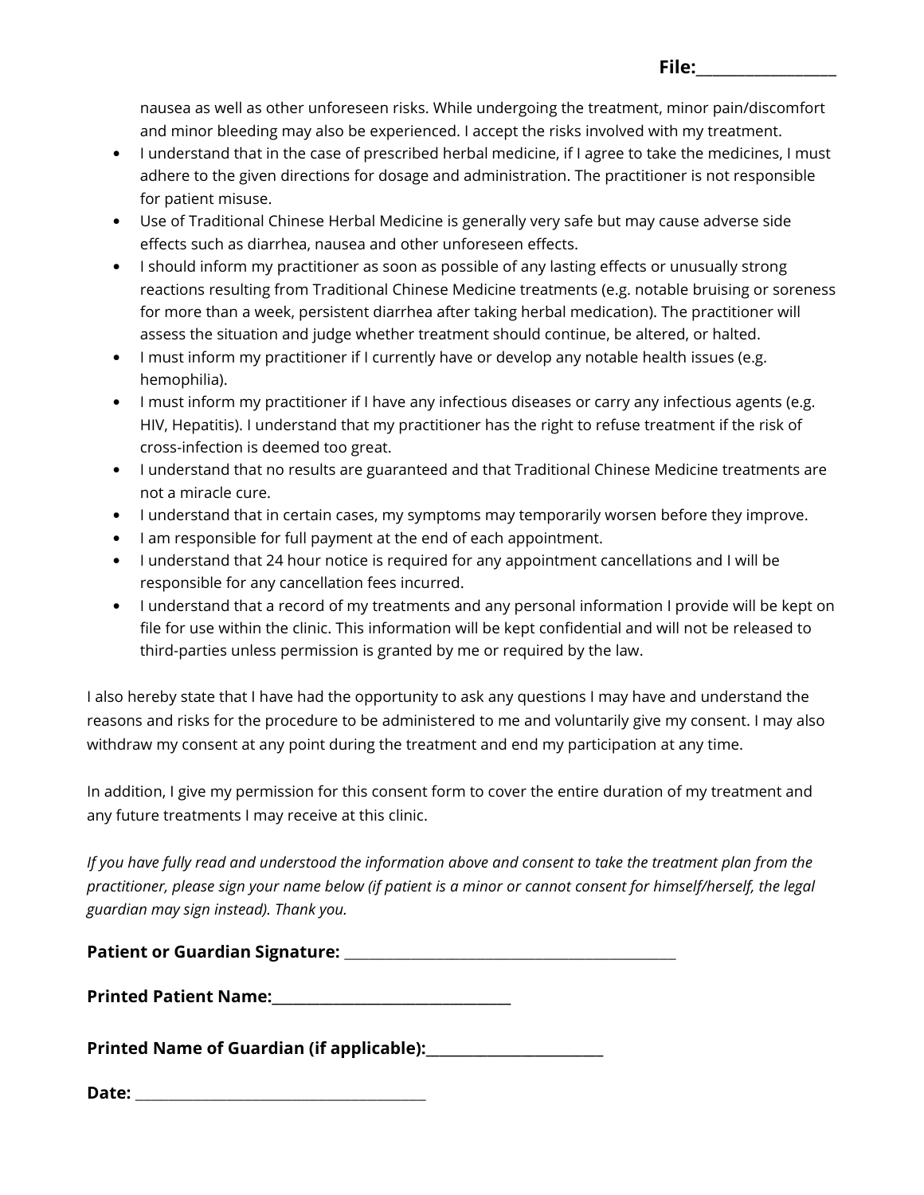**File:**\_\_\_\_\_\_\_\_\_\_\_\_\_\_\_\_\_\_

nausea as well as other unforeseen risks. While undergoing the treatment, minor pain/discomfort and minor bleeding may also be experienced. I accept the risks involved with my treatment.

- I understand that in the case of prescribed herbal medicine, if I agree to take the medicines, I must adhere to the given directions for dosage and administration. The practitioner is not responsible for patient misuse.
- Use of Traditional Chinese Herbal Medicine is generally very safe but may cause adverse side effects such as diarrhea, nausea and other unforeseen effects.
- I should inform my practitioner as soon as possible of any lasting effects or unusually strong reactions resulting from Traditional Chinese Medicine treatments (e.g. notable bruising or soreness for more than a week, persistent diarrhea after taking herbal medication). The practitioner will assess the situation and judge whether treatment should continue, be altered, or halted.
- I must inform my practitioner if I currently have or develop any notable health issues (e.g. hemophilia).
- I must inform my practitioner if I have any infectious diseases or carry any infectious agents (e.g. HIV, Hepatitis). I understand that my practitioner has the right to refuse treatment if the risk of cross-infection is deemed too great.
- I understand that no results are guaranteed and that Traditional Chinese Medicine treatments are not a miracle cure.
- I understand that in certain cases, my symptoms may temporarily worsen before they improve.
- I am responsible for full payment at the end of each appointment.
- I understand that 24 hour notice is required for any appointment cancellations and I will be responsible for any cancellation fees incurred.
- I understand that a record of my treatments and any personal information I provide will be kept on file for use within the clinic. This information will be kept confidential and will not be released to third-parties unless permission is granted by me or required by the law.

I also hereby state that I have had the opportunity to ask any questions I may have and understand the reasons and risks for the procedure to be administered to me and voluntarily give my consent. I may also withdraw my consent at any point during the treatment and end my participation at any time.

In addition, I give my permission for this consent form to cover the entire duration of my treatment and any future treatments I may receive at this clinic.

*If you have fully read and understood the information above and consent to take the treatment plan from the practitioner, please sign your name below (if patient is a minor or cannot consent for himself/herself, the legal guardian may sign instead). Thank you.*

**Patient or Guardian Signature:** \_\_\_\_\_\_\_\_\_\_\_\_\_\_\_\_\_\_\_\_\_\_\_\_\_\_\_\_\_\_\_\_\_\_\_\_\_\_\_\_\_\_\_\_

**Printed Patient Name:**\_\_\_\_\_\_\_\_\_\_\_\_\_\_\_\_\_\_\_\_\_\_\_\_\_\_\_\_\_\_\_\_

**Printed Name of Guardian (if applicable):**\_\_\_\_\_\_\_\_\_\_\_\_\_\_\_\_\_\_\_\_\_\_\_\_

**Date:** \_\_\_\_\_\_\_\_\_\_\_\_\_\_\_\_\_\_\_\_\_\_\_\_\_\_\_\_\_\_\_\_\_\_\_\_\_\_\_\_